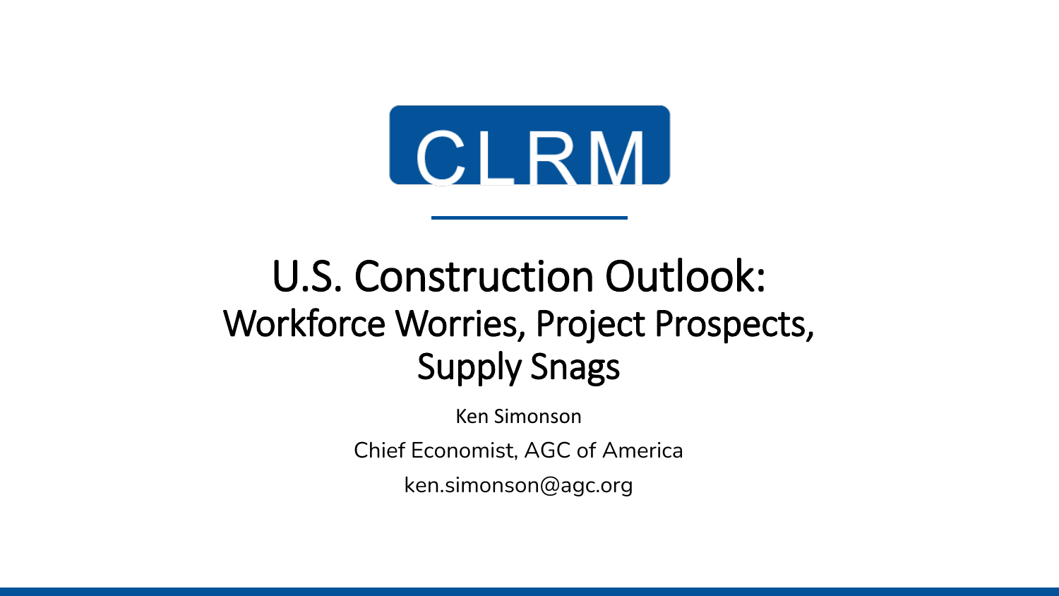CLRM

# U.S. Construction Outlook:
## Workforce Worries, Project Prospects, Supply Snags

Ken Simonson

Chief Economist, AGC of America

ken.simonson@agc.org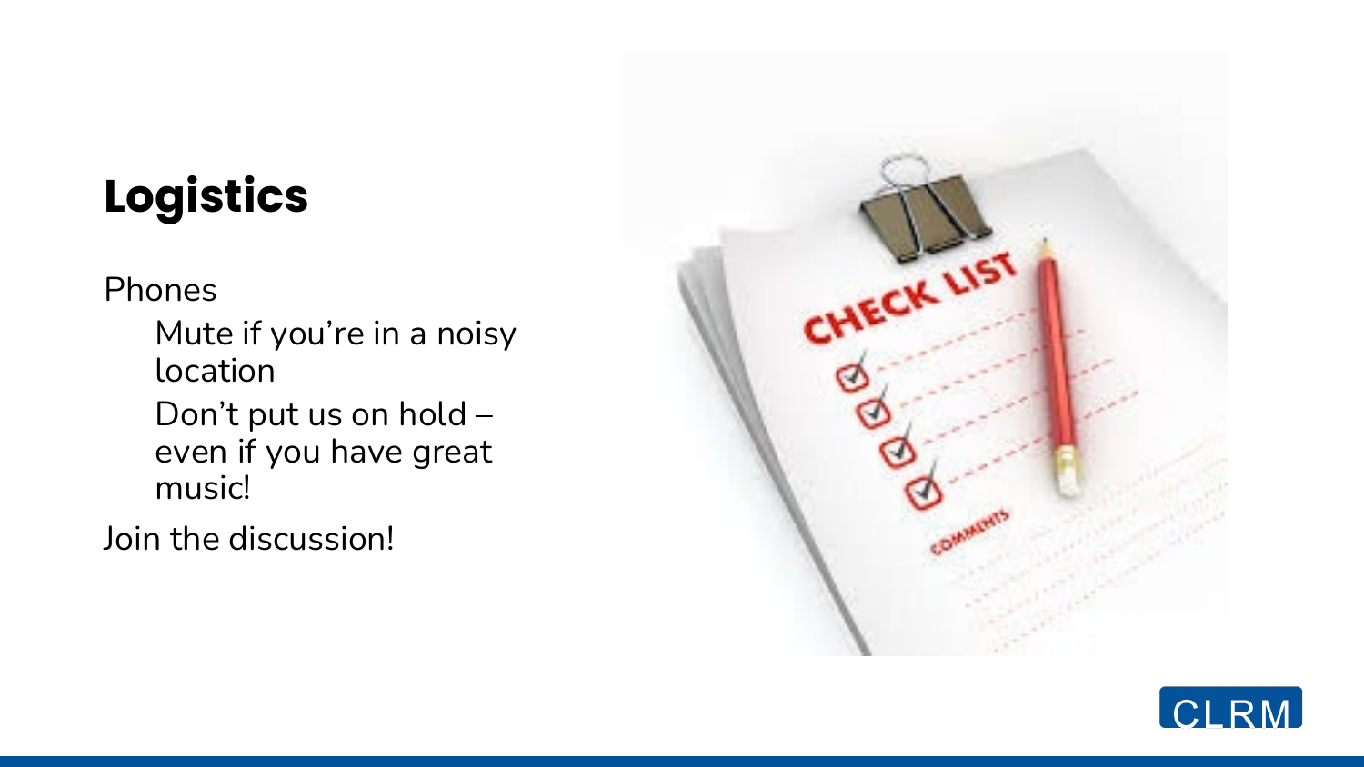# Logistics

- Phones
  - Mute if you're in a noisy location
  - Don't put us on hold – even if you have great music!
- Join the discussion!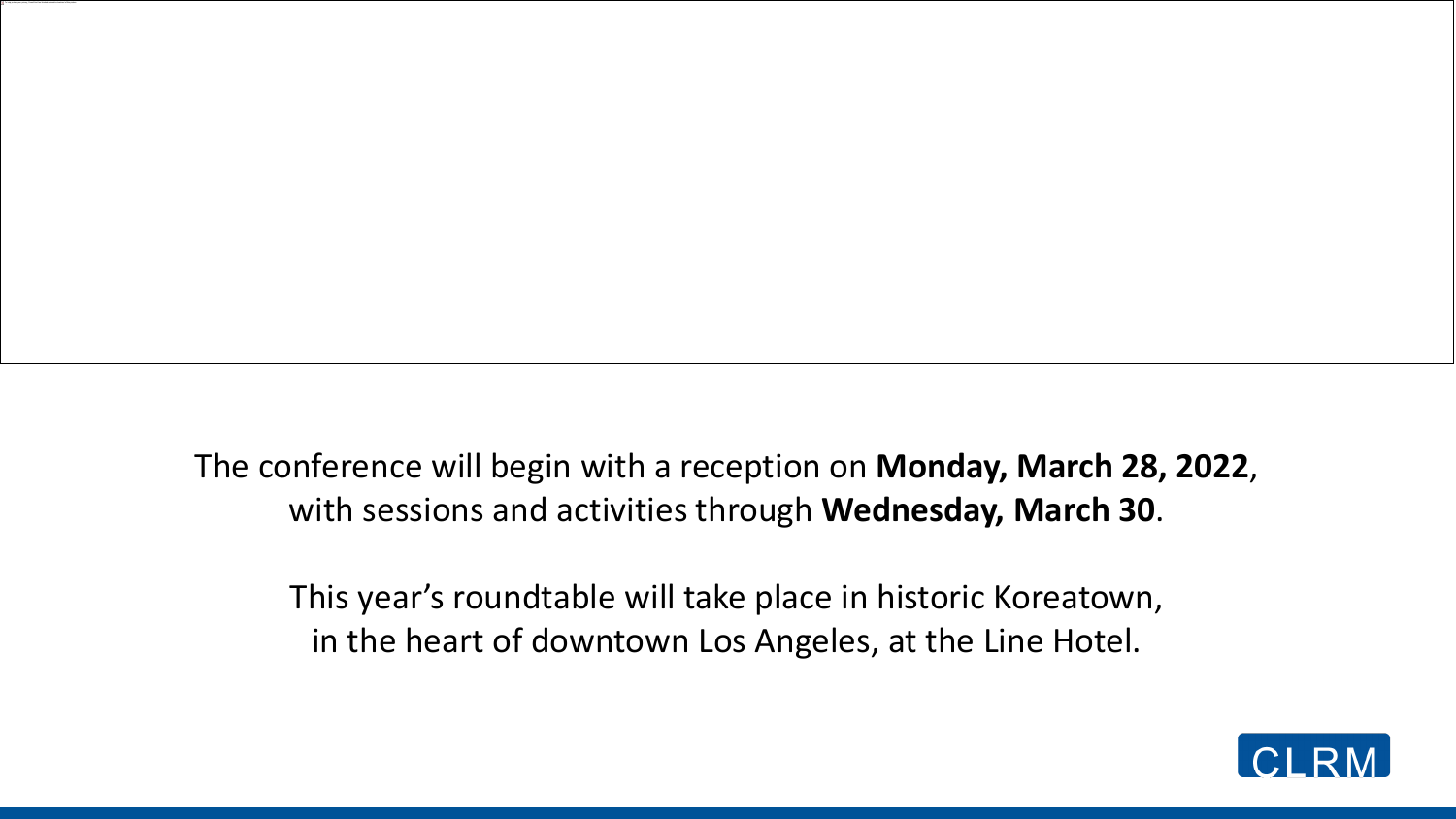The conference will begin with a reception on **Monday, March 28, 2022**, with sessions and activities through **Wednesday, March 30**.

This year's roundtable will take place in historic Koreatown, in the heart of downtown Los Angeles, at the Line Hotel.

CLRM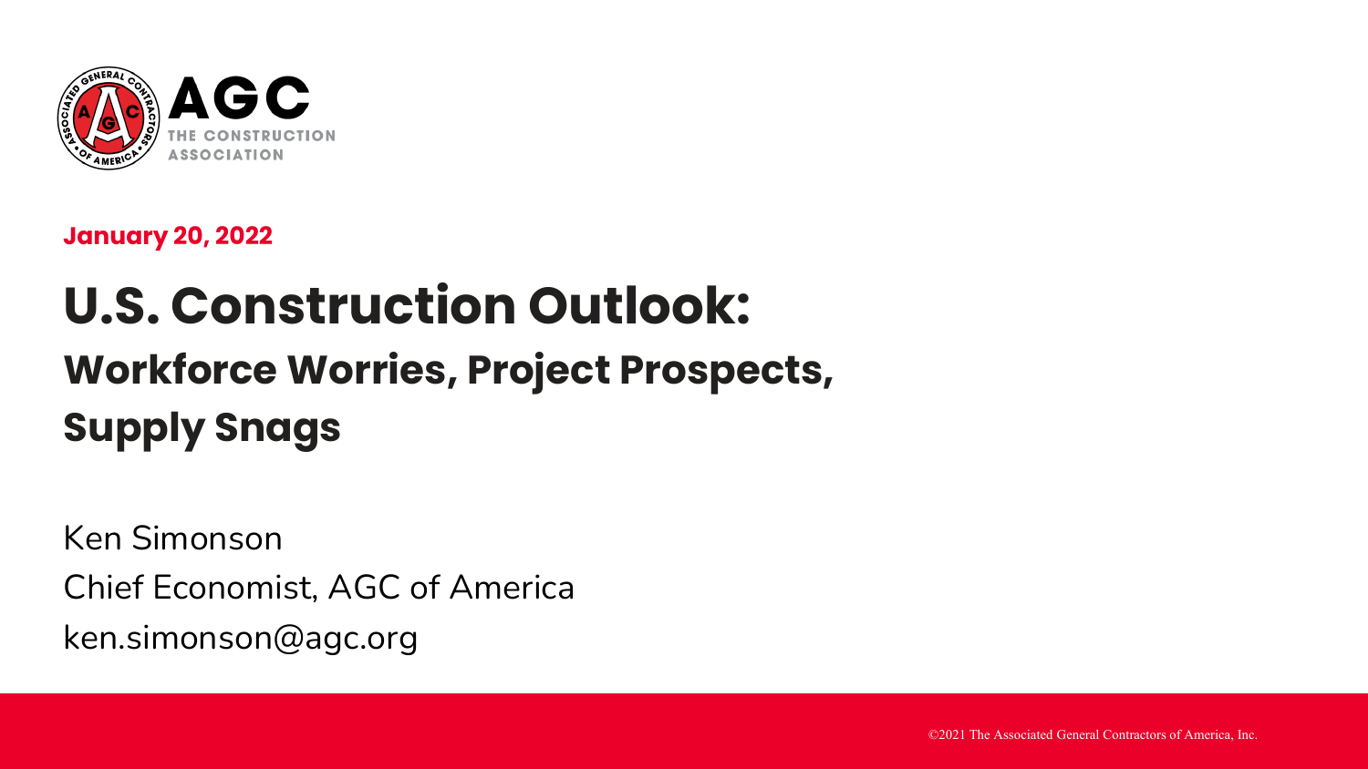**January 20, 2022**

# U.S. Construction Outlook:

## Workforce Worries, Project Prospects, Supply Snags

Ken Simonson

Chief Economist, AGC of America

ken.simonson@agc.org

©2021 The Associated General Contractors of America, Inc.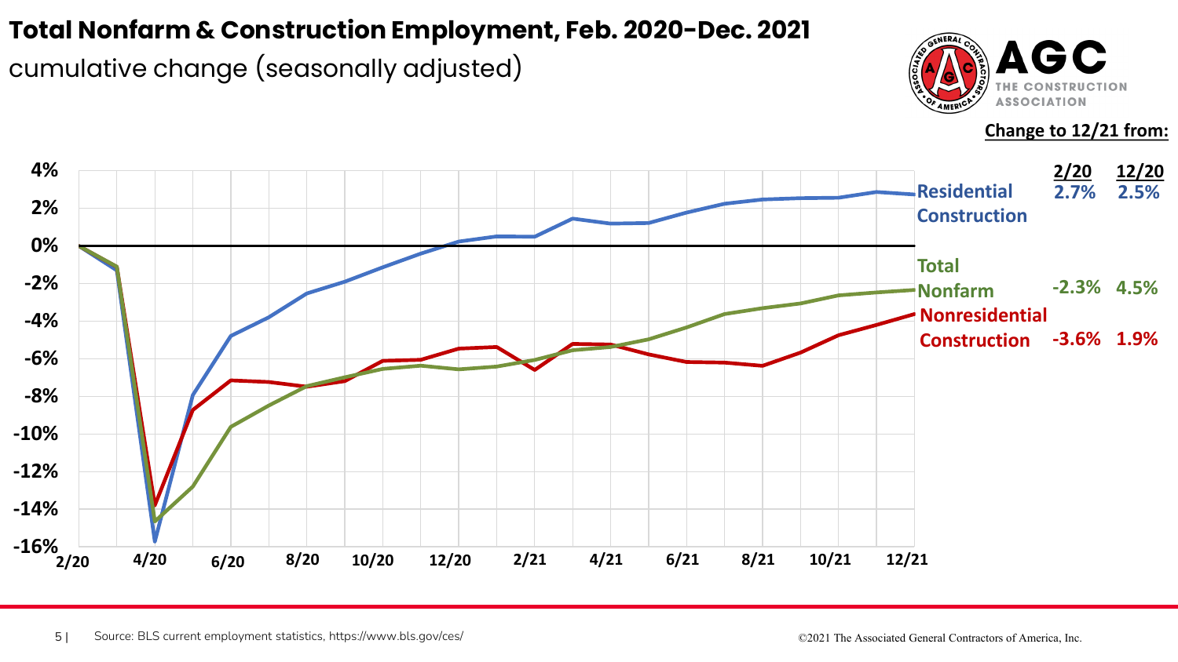# Total Nonfarm & Construction Employment, Feb. 2020-Dec. 2021

cumulative change (seasonally adjusted)

**Change to 12/21 from:**

| | 2/20 | 12/20 |
|---|---|---|
| Residential Construction | 2.7% | 2.5% |
| Total Nonfarm | -2.3% | 4.5% |
| Nonresidential Construction | -3.6% | 1.9% |

Source: BLS current employment statistics, https://www.bls.gov/ces/

©2021 The Associated General Contractors of America, Inc.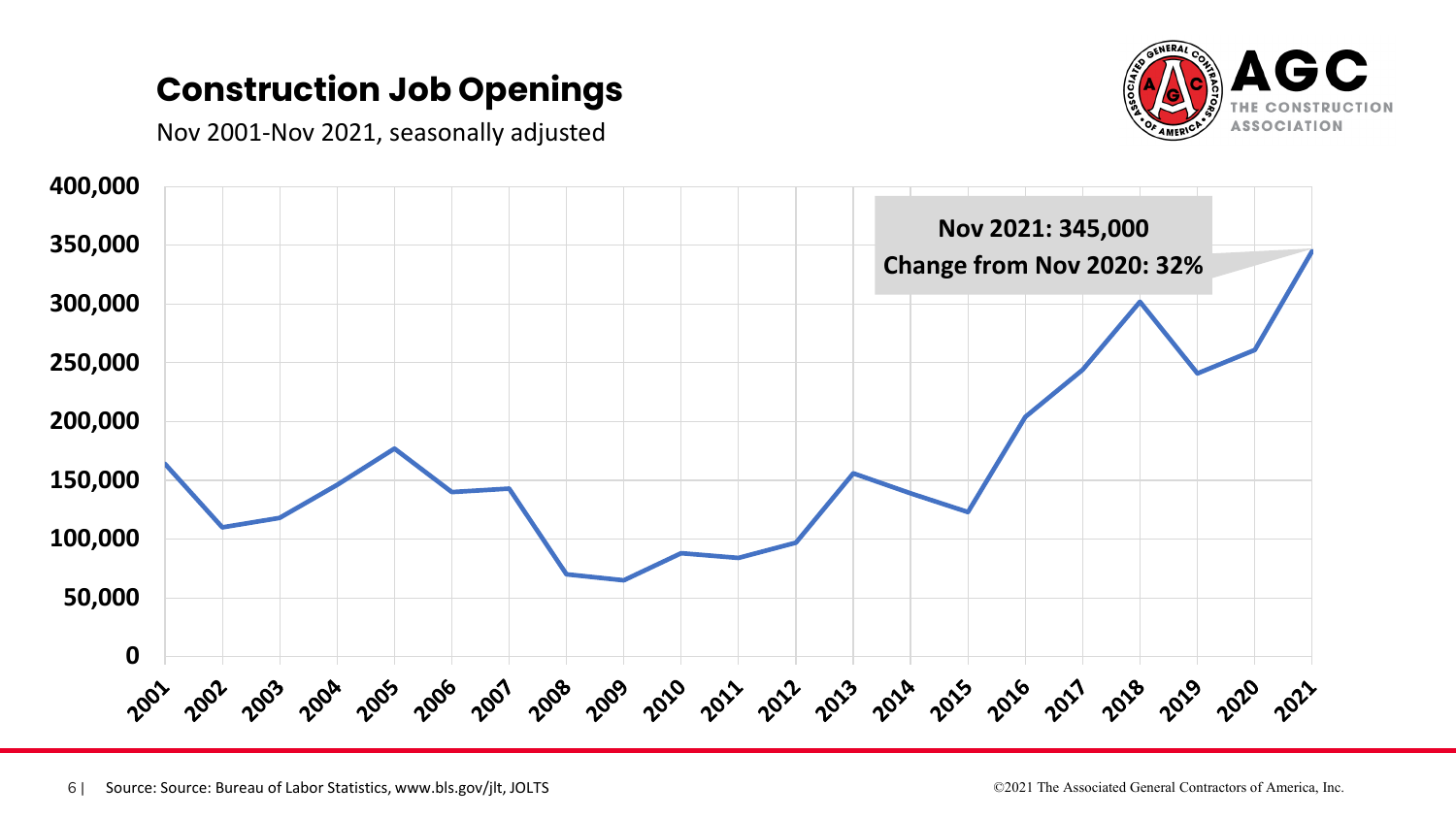# Construction Job Openings

Nov 2001-Nov 2021, seasonally adjusted

**Nov 2021: 345,000**
**Change from Nov 2020: 32%**

Source: Source: Bureau of Labor Statistics, www.bls.gov/jlt, JOLTS

©2021 The Associated General Contractors of America, Inc.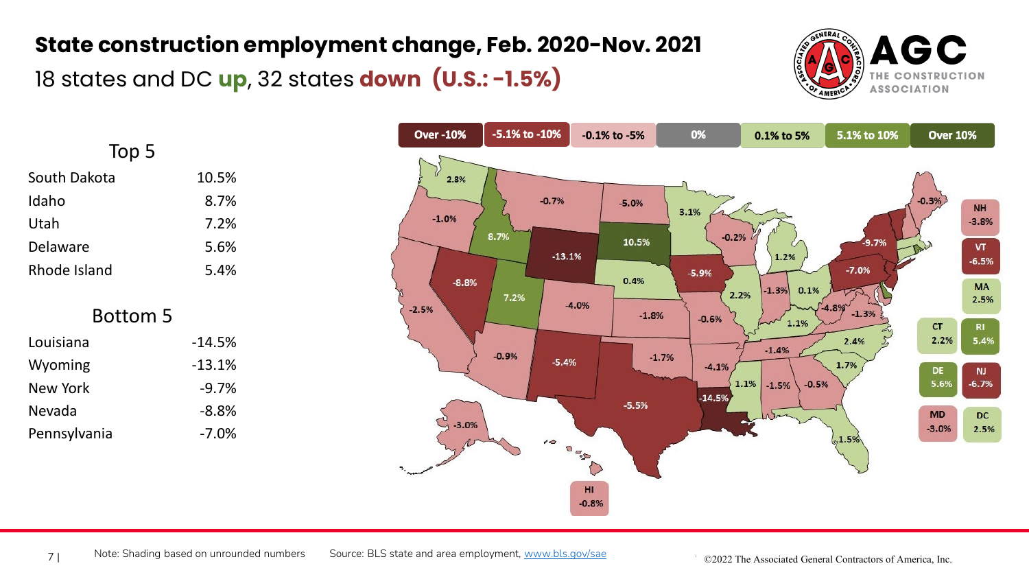# State construction employment change, Feb. 2020-Nov. 2021

18 states and DC **up**, 32 states **down** **(U.S.: -1.5%)**

### Top 5

| State | Change |
|---|---|
| South Dakota | 10.5% |
| Idaho | 8.7% |
| Utah | 7.2% |
| Delaware | 5.6% |
| Rhode Island | 5.4% |

### Bottom 5

| State | Change |
|---|---|
| Louisiana | -14.5% |
| Wyoming | -13.1% |
| New York | -9.7% |
| Nevada | -8.8% |
| Pennsylvania | -7.0% |

Legend: Over -10% | -5.1% to -10% | -0.1% to -5% | 0% | 0.1% to 5% | 5.1% to 10% | Over 10%

| State | Change |
|---|---|
| WA | 2.8% |
| OR | -1.0% |
| CA | -2.5% |
| ID | 8.7% |
| NV | -8.8% |
| MT | -0.7% |
| WY | -13.1% |
| UT | 7.2% |
| AZ | -0.9% |
| CO | -4.0% |
| NM | -5.4% |
| ND | -5.0% |
| SD | 10.5% |
| NE | 0.4% |
| KS | -1.8% |
| OK | -1.7% |
| TX | -5.5% |
| MN | 3.1% |
| IA | -5.9% |
| MO | -0.6% |
| AR | -4.1% |
| LA | -14.5% |
| WI | -0.2% |
| IL | 2.2% |
| MI | 1.2% |
| IN | -1.3% |
| OH | 0.1% |
| KY | 1.1% |
| TN | -1.4% |
| MS | 1.1% |
| AL | -1.5% |
| GA | -0.5% |
| FL | 1.5% |
| SC | 1.7% |
| NC | 2.4% |
| VA | -1.3% |
| WV | -4.8% |
| PA | -7.0% |
| NY | -9.7% |
| ME | -0.3% |
| NH | -3.8% |
| VT | -6.5% |
| MA | 2.5% |
| CT | 2.2% |
| RI | 5.4% |
| DE | 5.6% |
| NJ | -6.7% |
| MD | -3.0% |
| DC | 2.5% |
| AK | -3.0% |
| HI | -0.8% |

Note: Shading based on unrounded numbers

Source: BLS state and area employment, www.bls.gov/sae

©2022 The Associated General Contractors of America, Inc.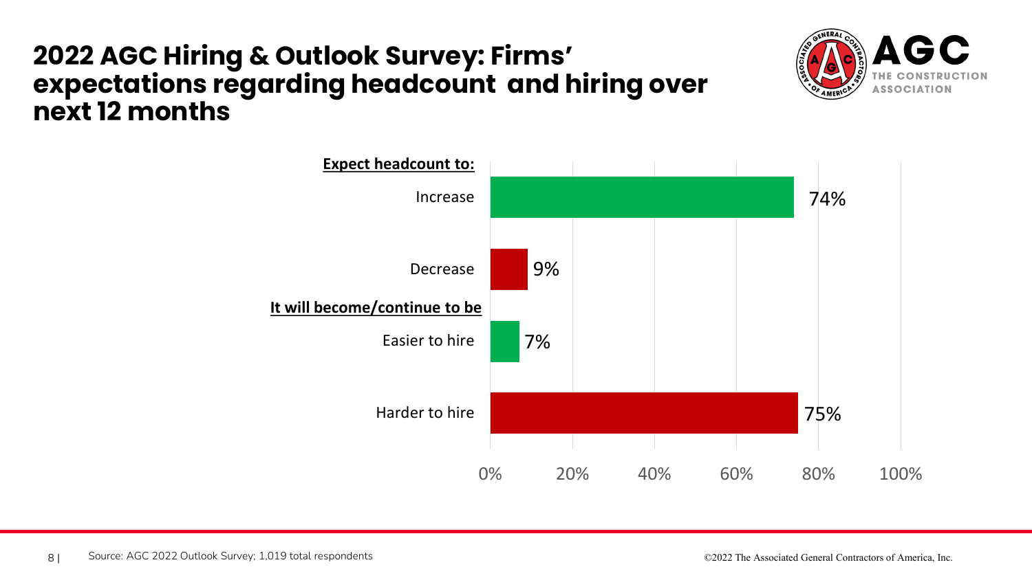# 2022 AGC Hiring & Outlook Survey: Firms' expectations regarding headcount and hiring over next 12 months

AGC THE CONSTRUCTION ASSOCIATION

| | |
|---|---|
| **Expect headcount to:** | |
| Increase | 74% |
| Decrease | 9% |
| **It will become/continue to be** | |
| Easier to hire | 7% |
| Harder to hire | 75% |

Source: AGC 2022 Outlook Survey; 1,019 total respondents

©2022 The Associated General Contractors of America, Inc.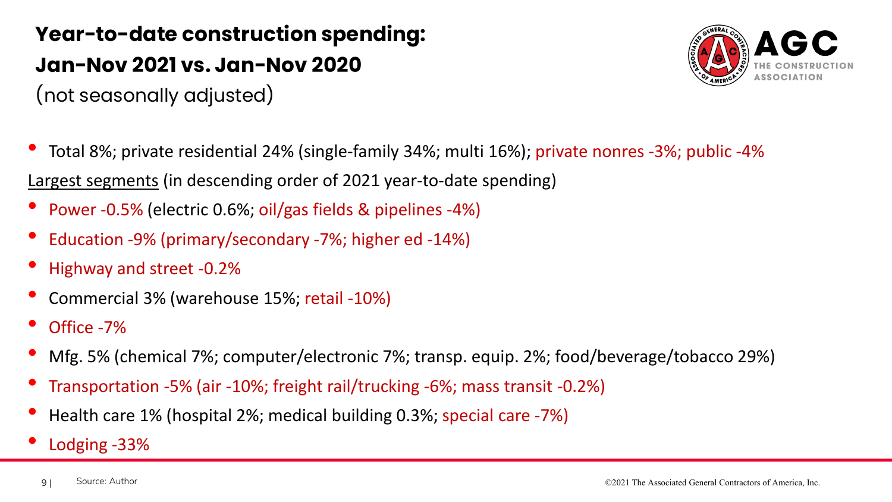# Year-to-date construction spending: Jan-Nov 2021 vs. Jan-Nov 2020

(not seasonally adjusted)

- Total 8%; private residential 24% (single-family 34%; multi 16%); private nonres -3%; public -4%

<u>Largest segments</u> (in descending order of 2021 year-to-date spending)

- Power -0.5% (electric 0.6%; oil/gas fields & pipelines -4%)
- Education -9% (primary/secondary -7%; higher ed -14%)
- Highway and street -0.2%
- Commercial 3% (warehouse 15%; retail -10%)
- Office -7%
- Mfg. 5% (chemical 7%; computer/electronic 7%; transp. equip. 2%; food/beverage/tobacco 29%)
- Transportation -5% (air -10%; freight rail/trucking -6%; mass transit -0.2%)
- Health care 1% (hospital 2%; medical building 0.3%; special care -7%)
- Lodging -33%

Source: Author

©2021 The Associated General Contractors of America, Inc.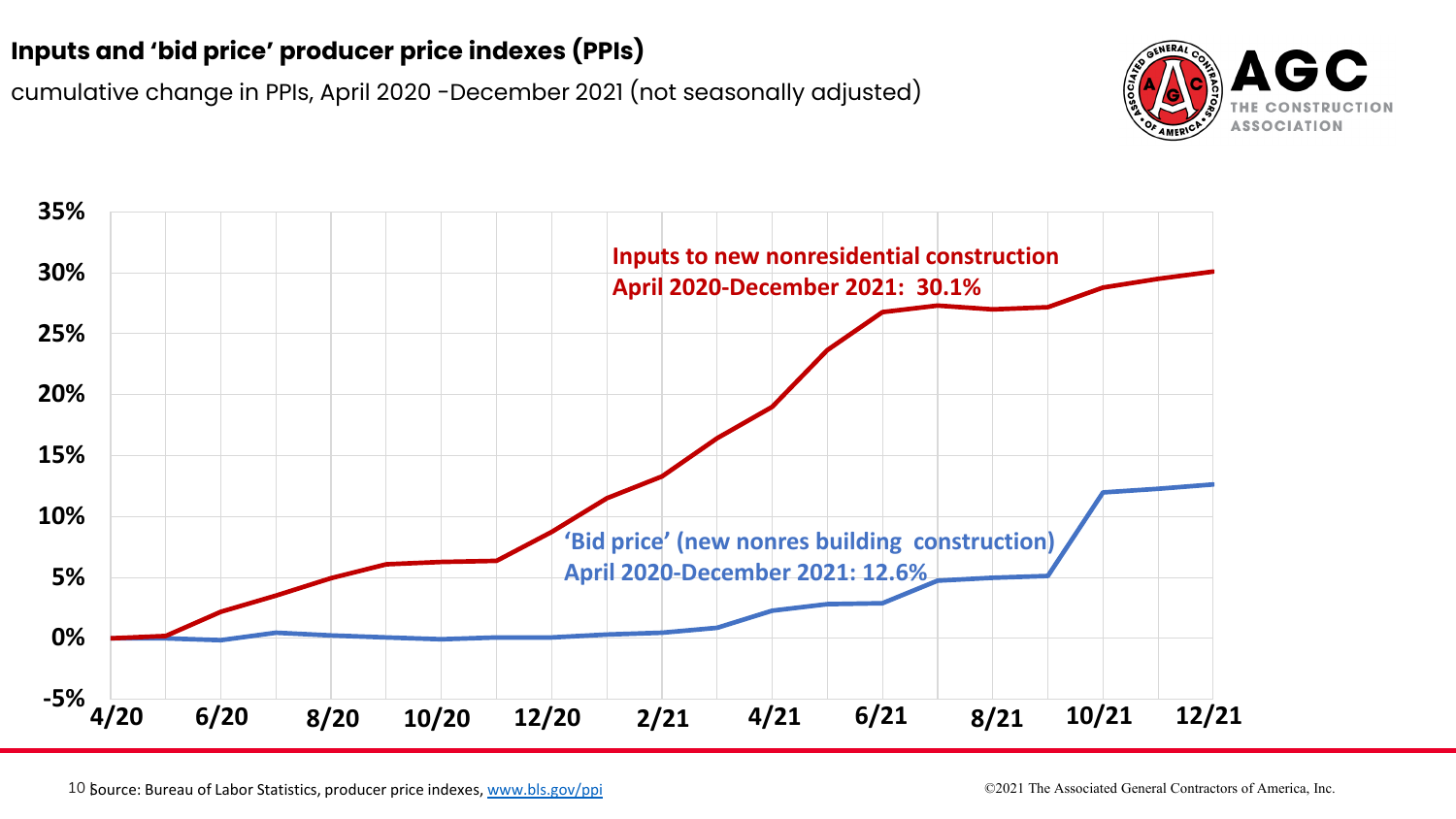# Inputs and 'bid price' producer price indexes (PPIs)

cumulative change in PPIs, April 2020 -December 2021 (not seasonally adjusted)

**Inputs to new nonresidential construction**
**April 2020-December 2021: 30.1%**

**'Bid price' (new nonres building construction)**
**April 2020-December 2021: 12.6%**

Source: Bureau of Labor Statistics, producer price indexes, www.bls.gov/ppi

©2021 The Associated General Contractors of America, Inc.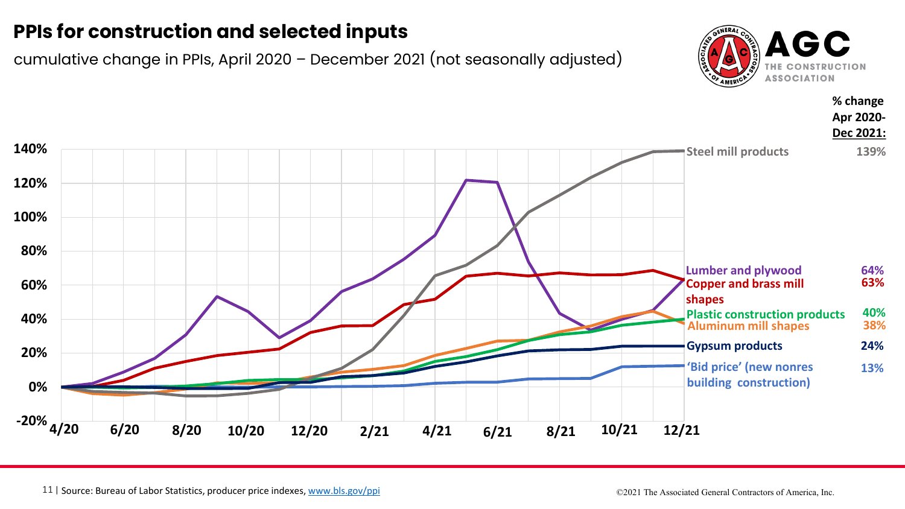# PPIs for construction and selected inputs

cumulative change in PPIs, April 2020 – December 2021 (not seasonally adjusted)

| Series | % change Apr 2020-Dec 2021: |
|---|---|
| Steel mill products | 139% |
| Lumber and plywood | 64% |
| Copper and brass mill shapes | 63% |
| Plastic construction products | 40% |
| Aluminum mill shapes | 38% |
| Gypsum products | 24% |
| 'Bid price' (new nonres building construction) | 13% |

Source: Bureau of Labor Statistics, producer price indexes, www.bls.gov/ppi

©2021 The Associated General Contractors of America, Inc.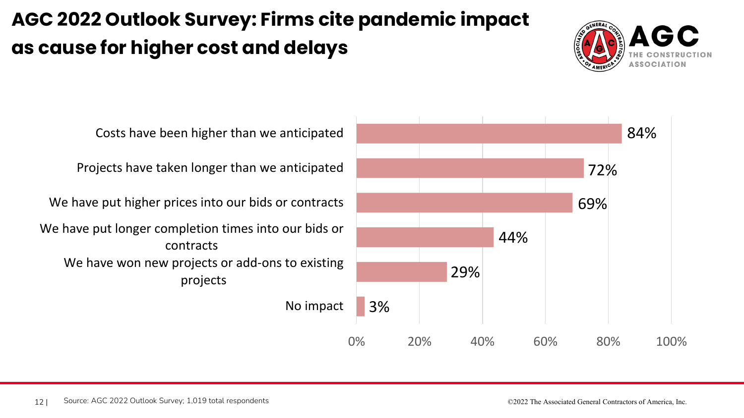# AGC 2022 Outlook Survey: Firms cite pandemic impact as cause for higher cost and delays

| Response | Percent |
| --- | --- |
| Costs have been higher than we anticipated | 84% |
| Projects have taken longer than we anticipated | 72% |
| We have put higher prices into our bids or contracts | 69% |
| We have put longer completion times into our bids or contracts | 44% |
| We have won new projects or add-ons to existing projects | 29% |
| No impact | 3% |

Source: AGC 2022 Outlook Survey; 1,019 total respondents

©2022 The Associated General Contractors of America, Inc.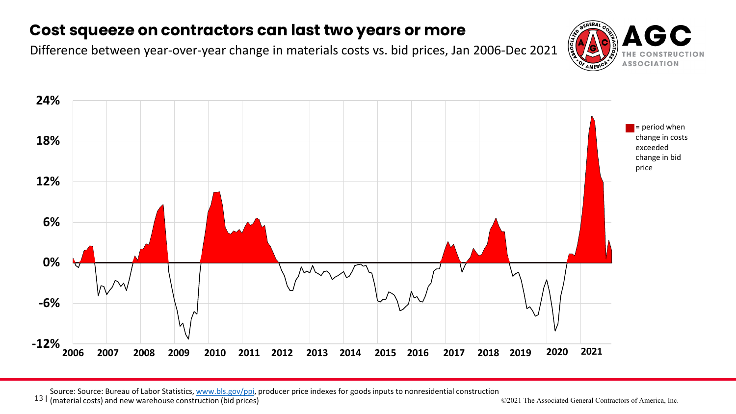# Cost squeeze on contractors can last two years or more

Difference between year-over-year change in materials costs vs. bid prices, Jan 2006-Dec 2021

24%
18%
12%
6%
0%
-6%
-12%

2006 2007 2008 2009 2010 2011 2012 2013 2014 2015 2016 2017 2018 2019 2020 2021

= period when change in costs exceeded change in bid price

Source: Source: Bureau of Labor Statistics, www.bls.gov/ppi, producer price indexes for goods inputs to nonresidential construction (material costs) and new warehouse construction (bid prices)

©2021 The Associated General Contractors of America, Inc.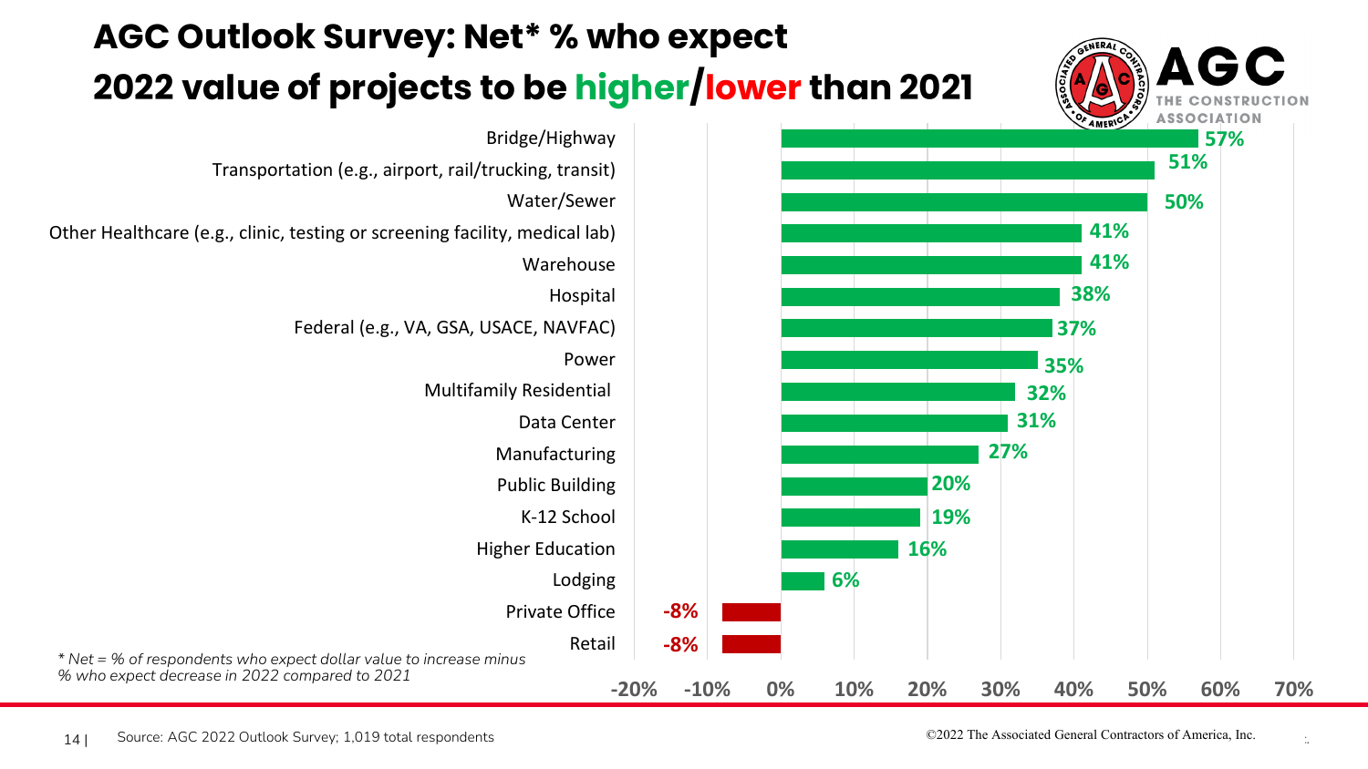# AGC Outlook Survey: Net* % who expect 2022 value of projects to be higher/lower than 2021

| Category | Net % |
| --- | --- |
| Bridge/Highway | 57% |
| Transportation (e.g., airport, rail/trucking, transit) | 51% |
| Water/Sewer | 50% |
| Other Healthcare (e.g., clinic, testing or screening facility, medical lab) | 41% |
| Warehouse | 41% |
| Hospital | 38% |
| Federal (e.g., VA, GSA, USACE, NAVFAC) | 37% |
| Power | 35% |
| Multifamily Residential | 32% |
| Data Center | 31% |
| Manufacturing | 27% |
| Public Building | 20% |
| K-12 School | 19% |
| Higher Education | 16% |
| Lodging | 6% |
| Private Office | -8% |
| Retail | -8% |

*\* Net = % of respondents who expect dollar value to increase minus % who expect decrease in 2022 compared to 2021*

Source: AGC 2022 Outlook Survey; 1,019 total respondents

©2022 The Associated General Contractors of America, Inc.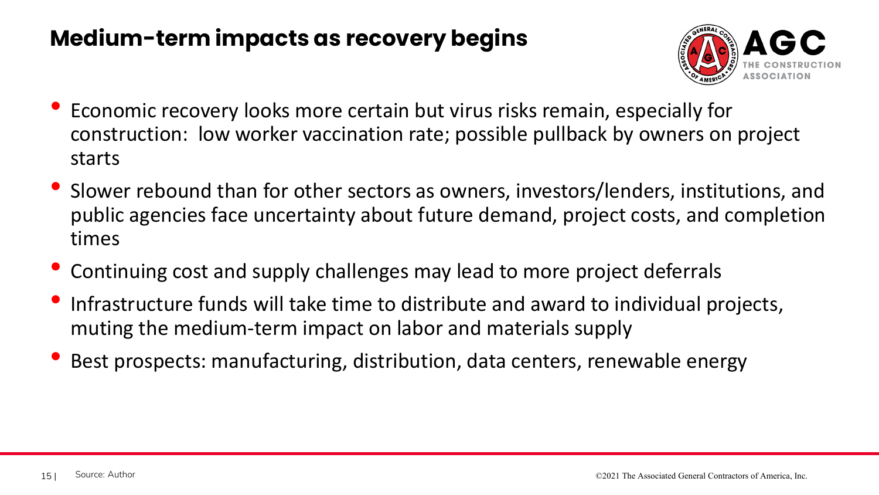# Medium-term impacts as recovery begins

- Economic recovery looks more certain but virus risks remain, especially for construction: low worker vaccination rate; possible pullback by owners on project starts
- Slower rebound than for other sectors as owners, investors/lenders, institutions, and public agencies face uncertainty about future demand, project costs, and completion times
- Continuing cost and supply challenges may lead to more project deferrals
- Infrastructure funds will take time to distribute and award to individual projects, muting the medium-term impact on labor and materials supply
- Best prospects: manufacturing, distribution, data centers, renewable energy

Source: Author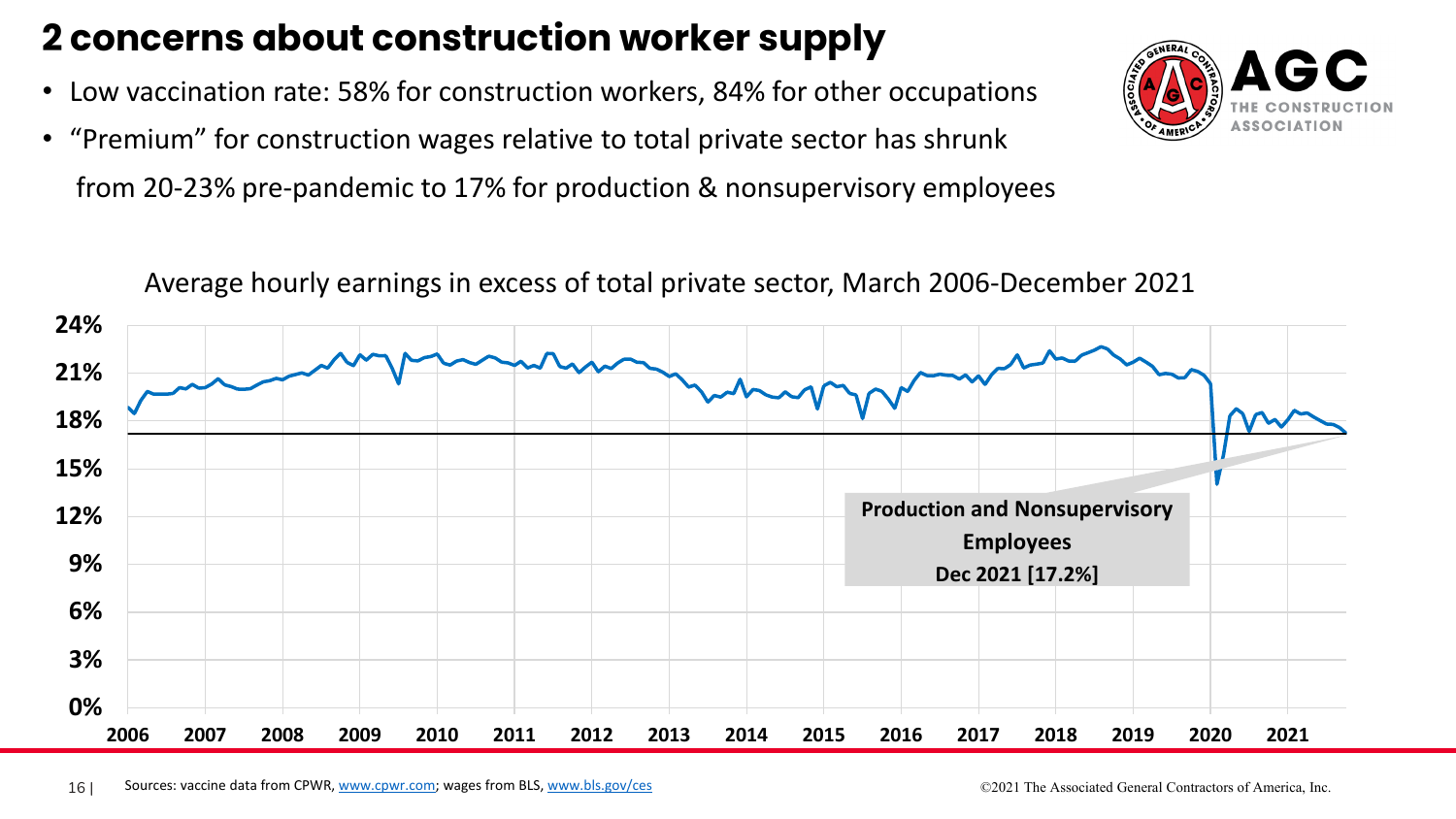# 2 concerns about construction worker supply

- Low vaccination rate: 58% for construction workers, 84% for other occupations
- "Premium" for construction wages relative to total private sector has shrunk from 20-23% pre-pandemic to 17% for production & nonsupervisory employees

Average hourly earnings in excess of total private sector, March 2006-December 2021

**Production and Nonsupervisory Employees Dec 2021 [17.2%]**

Sources: vaccine data from CPWR, www.cpwr.com; wages from BLS, www.bls.gov/ces

©2021 The Associated General Contractors of America, Inc.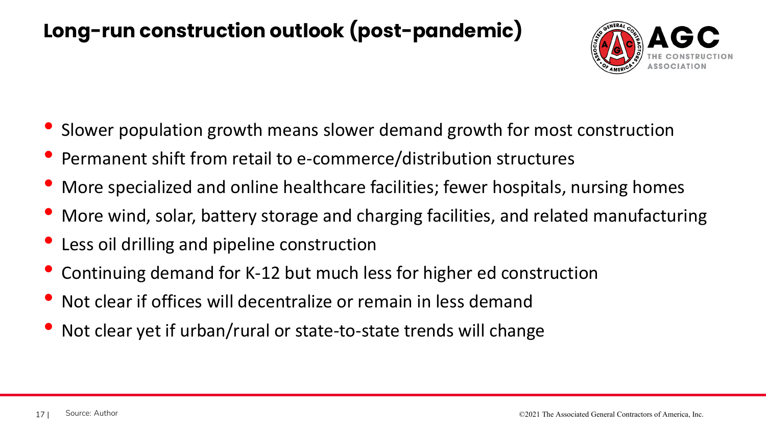# Long-run construction outlook (post-pandemic)

- Slower population growth means slower demand growth for most construction
- Permanent shift from retail to e-commerce/distribution structures
- More specialized and online healthcare facilities; fewer hospitals, nursing homes
- More wind, solar, battery storage and charging facilities, and related manufacturing
- Less oil drilling and pipeline construction
- Continuing demand for K-12 but much less for higher ed construction
- Not clear if offices will decentralize or remain in less demand
- Not clear yet if urban/rural or state-to-state trends will change

Source: Author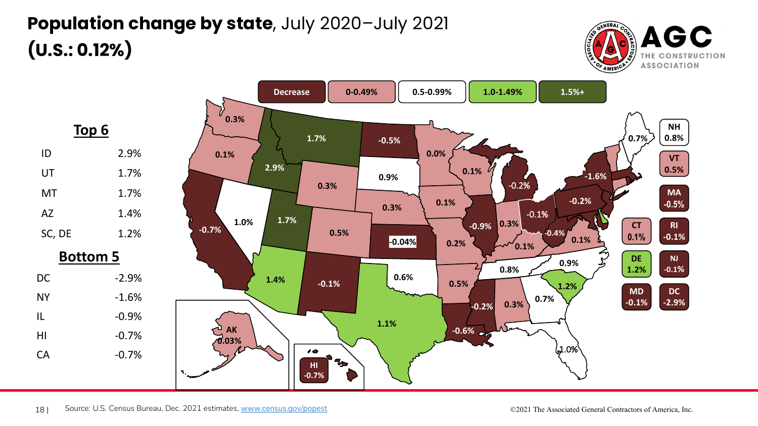# **Population change by state**, July 2020–July 2021 (U.S.: 0.12%)

AGC THE CONSTRUCTION ASSOCIATION

**Top 6**

| State | Change |
|---|---|
| ID | 2.9% |
| UT | 1.7% |
| MT | 1.7% |
| AZ | 1.4% |
| SC, DE | 1.2% |

**Bottom 5**

| State | Change |
|---|---|
| DC | -2.9% |
| NY | -1.6% |
| IL | -0.9% |
| HI | -0.7% |
| CA | -0.7% |

Legend: Decrease | 0-0.49% | 0.5-0.99% | 1.0-1.49% | 1.5%+

| State | Change |
|---|---|
| WA | 0.3% |
| OR | 0.1% |
| CA | -0.7% |
| NV | 1.0% |
| ID | 2.9% |
| MT | 1.7% |
| WY | 0.3% |
| UT | 1.7% |
| CO | 0.5% |
| AZ | 1.4% |
| NM | -0.1% |
| ND | -0.5% |
| SD | 0.9% |
| NE | 0.3% |
| KS | -0.04% |
| OK | 0.6% |
| TX | 1.1% |
| MN | 0.0% |
| IA | 0.1% |
| MO | 0.2% |
| AR | 0.5% |
| LA | -0.6% |
| WI | 0.1% |
| IL | -0.9% |
| MI | -0.2% |
| IN | 0.3% |
| OH | -0.1% |
| KY | 0.1% |
| TN | 0.8% |
| MS | -0.2% |
| AL | 0.3% |
| GA | 0.7% |
| FL | 1.0% |
| SC | 1.2% |
| NC | 0.9% |
| VA | 0.1% |
| WV | -0.4% |
| PA | -0.2% |
| NY | -1.6% |
| ME | 0.7% |
| NH | 0.8% |
| VT | 0.5% |
| MA | -0.5% |
| CT | 0.1% |
| RI | -0.1% |
| DE | 1.2% |
| NJ | -0.1% |
| MD | -0.1% |
| DC | -2.9% |
| AK | 0.03% |
| HI | -0.7% |

Source: U.S. Census Bureau, Dec. 2021 estimates, www.census.gov/popest

©2021 The Associated General Contractors of America, Inc.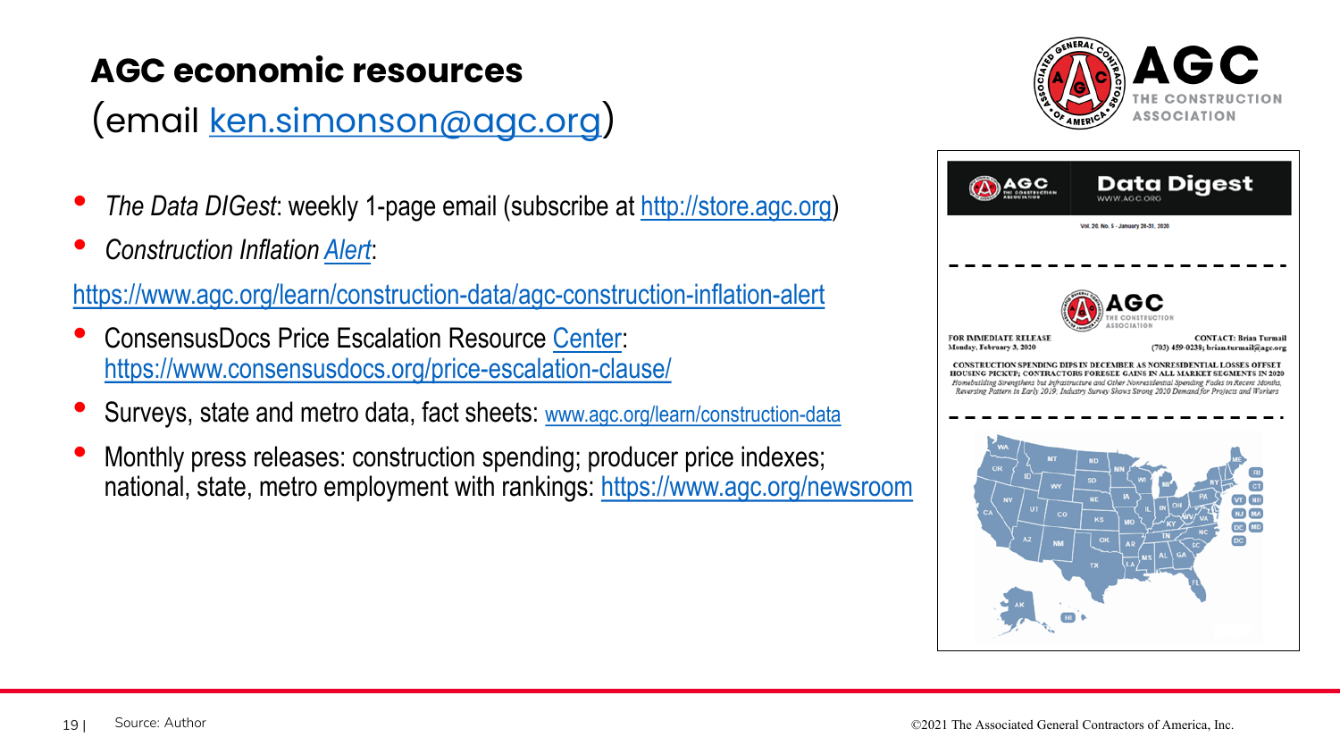# AGC economic resources

(email ken.simonson@agc.org)

- *The Data DIGest*: weekly 1-page email (subscribe at http://store.agc.org)
- *Construction Inflation Alert*:

https://www.agc.org/learn/construction-data/agc-construction-inflation-alert

- ConsensusDocs Price Escalation Resource Center: https://www.consensusdocs.org/price-escalation-clause/
- Surveys, state and metro data, fact sheets: www.agc.org/learn/construction-data
- Monthly press releases: construction spending; producer price indexes; national, state, metro employment with rankings: https://www.agc.org/newsroom

Source: Author

©2021 The Associated General Contractors of America, Inc.